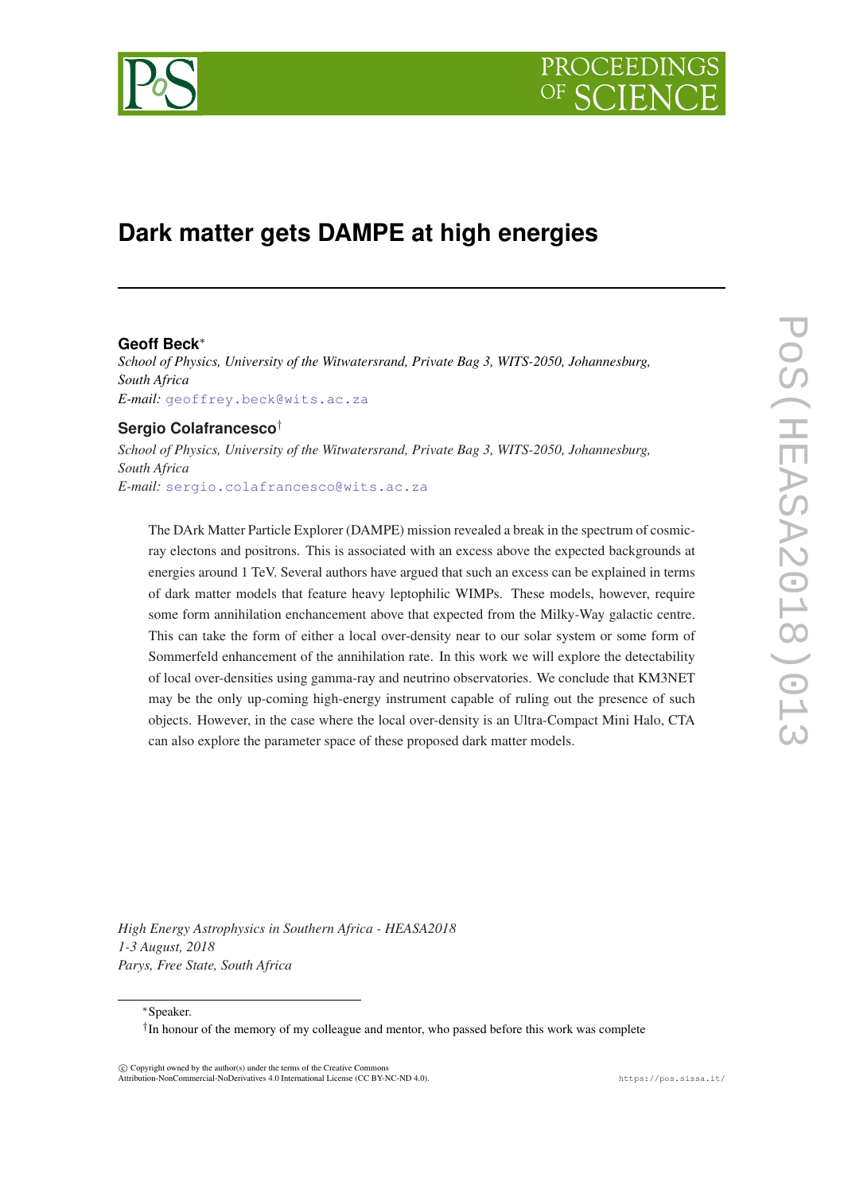# Dark matter gets DAMPE at high energies

**Geoff Beck**[*]

*School of Physics, University of the Witwatersrand, Private Bag 3, WITS-2050, Johannesburg, South Africa*

*E-mail:* geoffrey.beck@wits.ac.za

**Sergio Colafrancesco**[†]

*School of Physics, University of the Witwatersrand, Private Bag 3, WITS-2050, Johannesburg, South Africa*

*E-mail:* sergio.colafrancesco@wits.ac.za

The DArk Matter Particle Explorer (DAMPE) mission revealed a break in the spectrum of cosmic-ray electons and positrons. This is associated with an excess above the expected backgrounds at energies around 1 TeV. Several authors have argued that such an excess can be explained in terms of dark matter models that feature heavy leptophilic WIMPs. These models, however, require some form annihilation enchancement above that expected from the Milky-Way galactic centre. This can take the form of either a local over-density near to our solar system or some form of Sommerfeld enhancement of the annihilation rate. In this work we will explore the detectability of local over-densities using gamma-ray and neutrino observatories. We conclude that KM3NET may be the only up-coming high-energy instrument capable of ruling out the presence of such objects. However, in the case where the local over-density is an Ultra-Compact Mini Halo, CTA can also explore the parameter space of these proposed dark matter models.

*High Energy Astrophysics in Southern Africa - HEASA2018*
*1-3 August, 2018*
*Parys, Free State, South Africa*

[*]Speaker.

[†]In honour of the memory of my colleague and mentor, who passed before this work was complete

© Copyright owned by the author(s) under the terms of the Creative Commons Attribution-NonCommercial-NoDerivatives 4.0 International License (CC BY-NC-ND 4.0).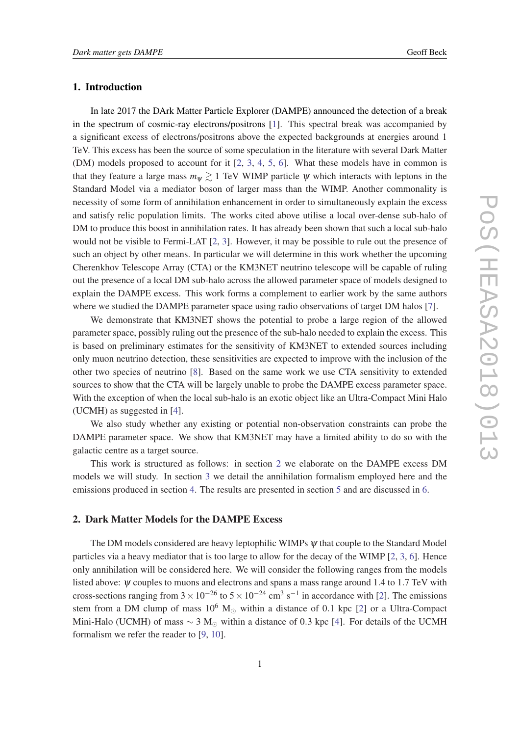## 1. Introduction

In late 2017 the DArk Matter Particle Explorer (DAMPE) announced the detection of a break in the spectrum of cosmic-ray electrons/positrons [1]. This spectral break was accompanied by a significant excess of electrons/positrons above the expected backgrounds at energies around 1 TeV. This excess has been the source of some speculation in the literature with several Dark Matter (DM) models proposed to account for it [2, 3, 4, 5, 6]. What these models have in common is that they feature a large mass $m_\psi \gtrsim 1$ TeV WIMP particle $\psi$ which interacts with leptons in the Standard Model via a mediator boson of larger mass than the WIMP. Another commonality is necessity of some form of annihilation enhancement in order to simultaneously explain the excess and satisfy relic population limits. The works cited above utilise a local over-dense sub-halo of DM to produce this boost in annihilation rates. It has already been shown that such a local sub-halo would not be visible to Fermi-LAT [2, 3]. However, it may be possible to rule out the presence of such an object by other means. In particular we will determine in this work whether the upcoming Cherenkhov Telescope Array (CTA) or the KM3NET neutrino telescope will be capable of ruling out the presence of a local DM sub-halo across the allowed parameter space of models designed to explain the DAMPE excess. This work forms a complement to earlier work by the same authors where we studied the DAMPE parameter space using radio observations of target DM halos [7].

We demonstrate that KM3NET shows the potential to probe a large region of the allowed parameter space, possibly ruling out the presence of the sub-halo needed to explain the excess. This is based on preliminary estimates for the sensitivity of KM3NET to extended sources including only muon neutrino detection, these sensitivities are expected to improve with the inclusion of the other two species of neutrino [8]. Based on the same work we use CTA sensitivity to extended sources to show that the CTA will be largely unable to probe the DAMPE excess parameter space. With the exception of when the local sub-halo is an exotic object like an Ultra-Compact Mini Halo (UCMH) as suggested in [4].

We also study whether any existing or potential non-observation constraints can probe the DAMPE parameter space. We show that KM3NET may have a limited ability to do so with the galactic centre as a target source.

This work is structured as follows: in section 2 we elaborate on the DAMPE excess DM models we will study. In section 3 we detail the annihilation formalism employed here and the emissions produced in section 4. The results are presented in section 5 and are discussed in 6.

## 2. Dark Matter Models for the DAMPE Excess

The DM models considered are heavy leptophilic WIMPs $\psi$ that couple to the Standard Model particles via a heavy mediator that is too large to allow for the decay of the WIMP [2, 3, 6]. Hence only annihilation will be considered here. We will consider the following ranges from the models listed above: $\psi$ couples to muons and electrons and spans a mass range around 1.4 to 1.7 TeV with cross-sections ranging from $3 \times 10^{-26}$ to $5 \times 10^{-24}$ cm$^3$ s$^{-1}$ in accordance with [2]. The emissions stem from a DM clump of mass $10^6$ M$_\odot$ within a distance of 0.1 kpc [2] or a Ultra-Compact Mini-Halo (UCMH) of mass $\sim 3$ M$_\odot$ within a distance of 0.3 kpc [4]. For details of the UCMH formalism we refer the reader to [9, 10].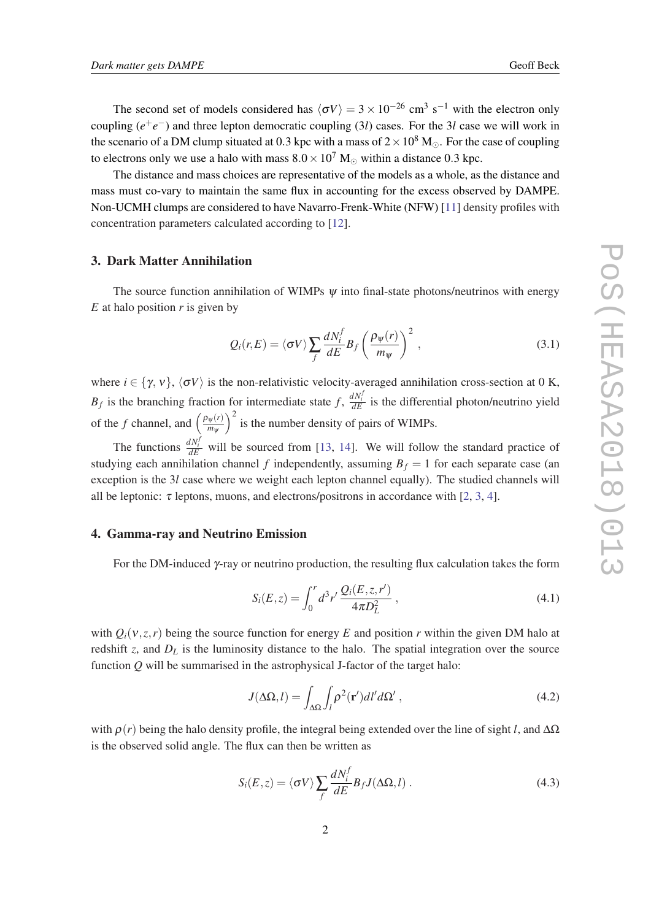The second set of models considered has $\langle \sigma V \rangle = 3 \times 10^{-26}$ cm$^3$ s$^{-1}$ with the electron only coupling ($e^+e^-$) and three lepton democratic coupling ($3l$) cases. For the $3l$ case we will work in the scenario of a DM clump situated at 0.3 kpc with a mass of $2 \times 10^8$ M$_\odot$. For the case of coupling to electrons only we use a halo with mass $8.0 \times 10^7$ M$_\odot$ within a distance 0.3 kpc.

The distance and mass choices are representative of the models as a whole, as the distance and mass must co-vary to maintain the same flux in accounting for the excess observed by DAMPE. Non-UCMH clumps are considered to have Navarro-Frenk-White (NFW) [11] density profiles with concentration parameters calculated according to [12].

## 3. Dark Matter Annihilation

The source function annihilation of WIMPs $\psi$ into final-state photons/neutrinos with energy $E$ at halo position $r$ is given by

$$Q_i(r,E) = \langle \sigma V \rangle \sum_f \frac{dN_i^f}{dE} B_f \left( \frac{\rho_\psi(r)}{m_\psi} \right)^2 , \tag{3.1}$$

where $i \in \{\gamma, \nu\}$, $\langle \sigma V \rangle$ is the non-relativistic velocity-averaged annihilation cross-section at 0 K, $B_f$ is the branching fraction for intermediate state $f$, $\frac{dN_i^f}{dE}$ is the differential photon/neutrino yield of the $f$ channel, and $\left( \frac{\rho_\psi(r)}{m_\psi} \right)^2$ is the number density of pairs of WIMPs.

The functions $\frac{dN_i^f}{dE}$ will be sourced from [13, 14]. We will follow the standard practice of studying each annihilation channel $f$ independently, assuming $B_f = 1$ for each separate case (an exception is the $3l$ case where we weight each lepton channel equally). The studied channels will all be leptonic: $\tau$ leptons, muons, and electrons/positrons in accordance with [2, 3, 4].

## 4. Gamma-ray and Neutrino Emission

For the DM-induced $\gamma$-ray or neutrino production, the resulting flux calculation takes the form

$$S_i(E,z) = \int_0^r d^3r' \, \frac{Q_i(E,z,r')}{4\pi D_L^2} , \tag{4.1}$$

with $Q_i(\nu,z,r)$ being the source function for energy $E$ and position $r$ within the given DM halo at redshift $z$, and $D_L$ is the luminosity distance to the halo. The spatial integration over the source function $Q$ will be summarised in the astrophysical J-factor of the target halo:

$$J(\Delta\Omega, l) = \int_{\Delta\Omega} \int_l \rho^2(\mathbf{r}') dl' d\Omega' , \tag{4.2}$$

with $\rho(r)$ being the halo density profile, the integral being extended over the line of sight $l$, and $\Delta\Omega$ is the observed solid angle. The flux can then be written as

$$S_i(E,z) = \langle \sigma V \rangle \sum_f \frac{dN_i^f}{dE} B_f J(\Delta\Omega, l) . \tag{4.3}$$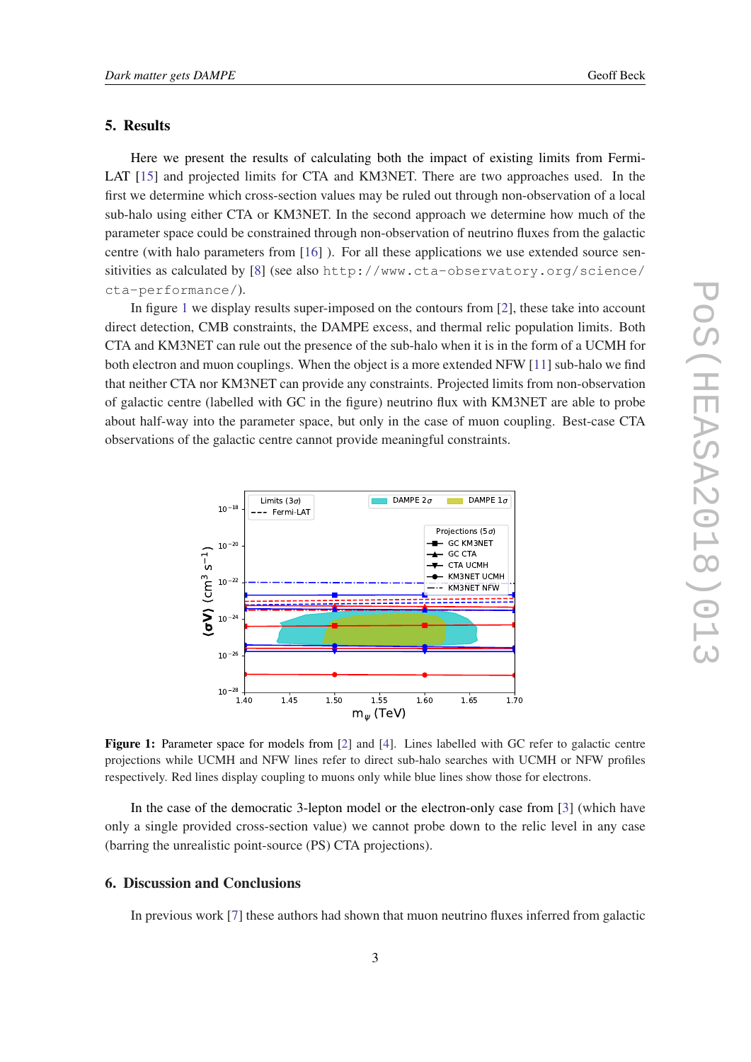## 5. Results

Here we present the results of calculating both the impact of existing limits from Fermi-LAT [15] and projected limits for CTA and KM3NET. There are two approaches used. In the first we determine which cross-section values may be ruled out through non-observation of a local sub-halo using either CTA or KM3NET. In the second approach we determine how much of the parameter space could be constrained through non-observation of neutrino fluxes from the galactic centre (with halo parameters from [16] ). For all these applications we use extended source sensitivities as calculated by [8] (see also http://www.cta-observatory.org/science/cta-performance/).

In figure 1 we display results super-imposed on the contours from [2], these take into account direct detection, CMB constraints, the DAMPE excess, and thermal relic population limits. Both CTA and KM3NET can rule out the presence of the sub-halo when it is in the form of a UCMH for both electron and muon couplings. When the object is a more extended NFW [11] sub-halo we find that neither CTA nor KM3NET can provide any constraints. Projected limits from non-observation of galactic centre (labelled with GC in the figure) neutrino flux with KM3NET are able to probe about half-way into the parameter space, but only in the case of muon coupling. Best-case CTA observations of the galactic centre cannot provide meaningful constraints.

**Figure 1:** Parameter space for models from [2] and [4]. Lines labelled with GC refer to galactic centre projections while UCMH and NFW lines refer to direct sub-halo searches with UCMH or NFW profiles respectively. Red lines display coupling to muons only while blue lines show those for electrons.

In the case of the democratic 3-lepton model or the electron-only case from [3] (which have only a single provided cross-section value) we cannot probe down to the relic level in any case (barring the unrealistic point-source (PS) CTA projections).

## 6. Discussion and Conclusions

In previous work [7] these authors had shown that muon neutrino fluxes inferred from galactic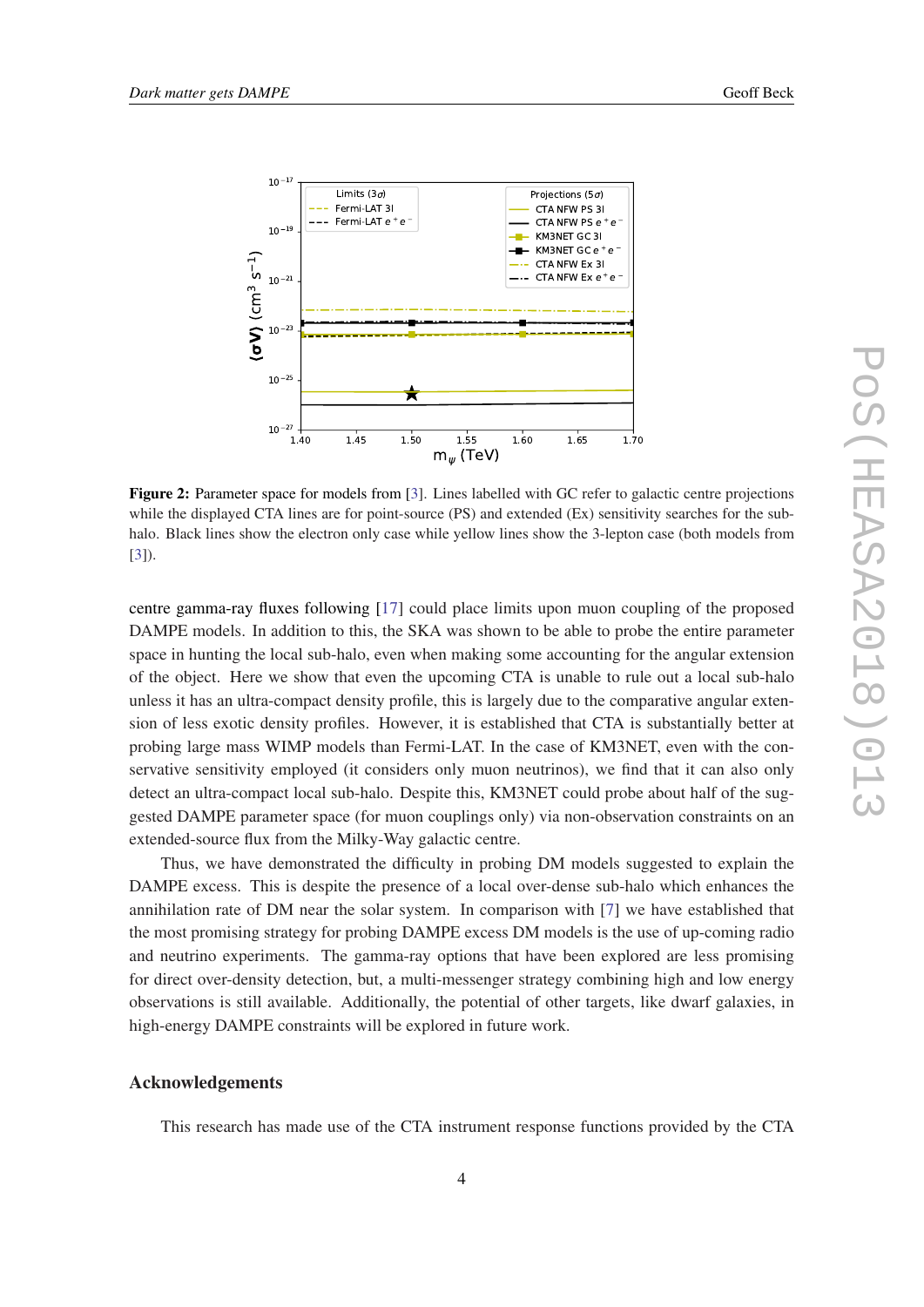**Figure 2:** Parameter space for models from [3]. Lines labelled with GC refer to galactic centre projections while the displayed CTA lines are for point-source (PS) and extended (Ex) sensitivity searches for the sub-halo. Black lines show the electron only case while yellow lines show the 3-lepton case (both models from [3]).

centre gamma-ray fluxes following [17] could place limits upon muon coupling of the proposed DAMPE models. In addition to this, the SKA was shown to be able to probe the entire parameter space in hunting the local sub-halo, even when making some accounting for the angular extension of the object. Here we show that even the upcoming CTA is unable to rule out a local sub-halo unless it has an ultra-compact density profile, this is largely due to the comparative angular extension of less exotic density profiles. However, it is established that CTA is substantially better at probing large mass WIMP models than Fermi-LAT. In the case of KM3NET, even with the conservative sensitivity employed (it considers only muon neutrinos), we find that it can also only detect an ultra-compact local sub-halo. Despite this, KM3NET could probe about half of the suggested DAMPE parameter space (for muon couplings only) via non-observation constraints on an extended-source flux from the Milky-Way galactic centre.

Thus, we have demonstrated the difficulty in probing DM models suggested to explain the DAMPE excess. This is despite the presence of a local over-dense sub-halo which enhances the annihilation rate of DM near the solar system. In comparison with [7] we have established that the most promising strategy for probing DAMPE excess DM models is the use of up-coming radio and neutrino experiments. The gamma-ray options that have been explored are less promising for direct over-density detection, but, a multi-messenger strategy combining high and low energy observations is still available. Additionally, the potential of other targets, like dwarf galaxies, in high-energy DAMPE constraints will be explored in future work.

## Acknowledgements

This research has made use of the CTA instrument response functions provided by the CTA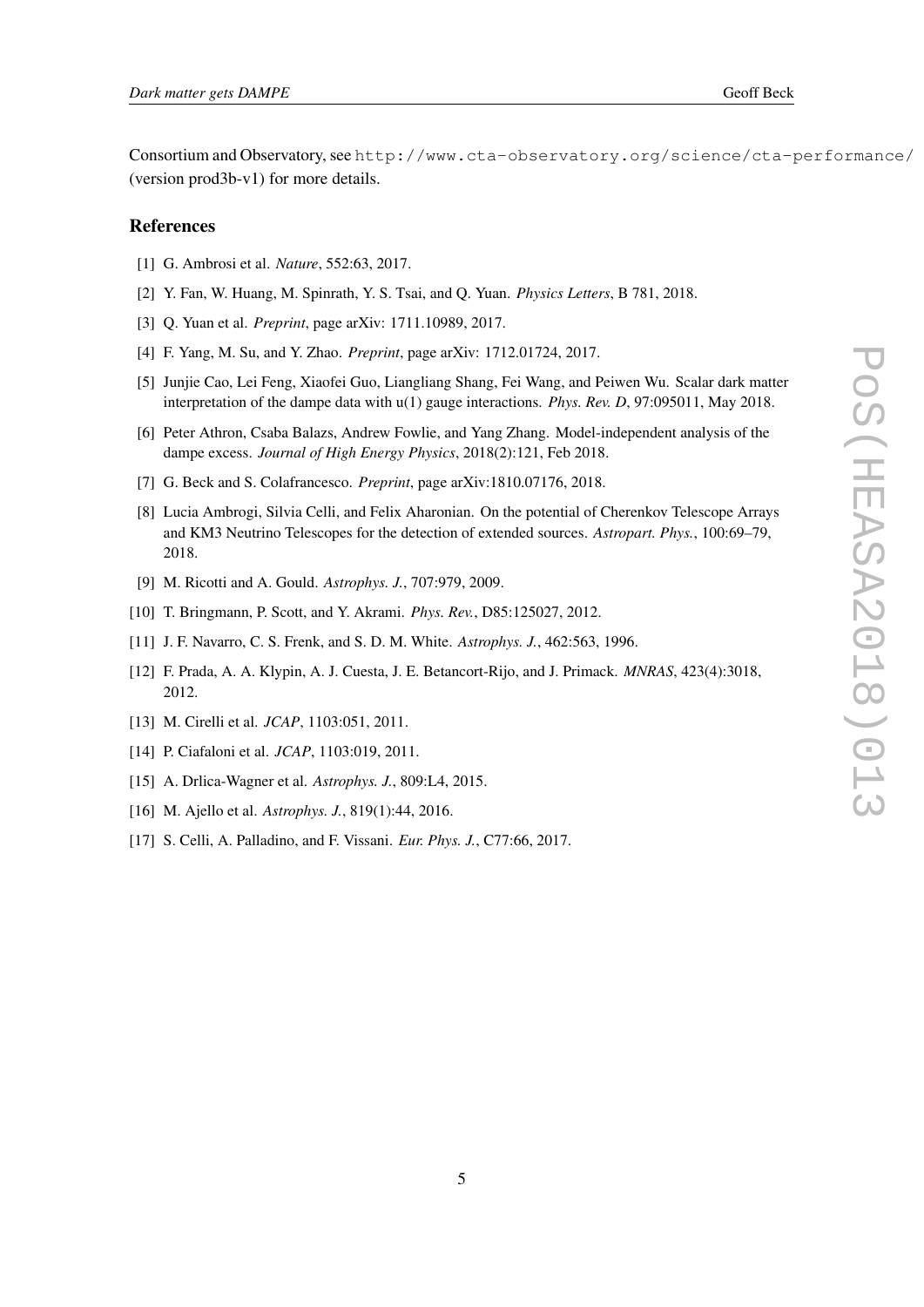Consortium and Observatory, see http://www.cta-observatory.org/science/cta-performance/ (version prod3b-v1) for more details.

## References

[1] G. Ambrosi et al. *Nature*, 552:63, 2017.

[2] Y. Fan, W. Huang, M. Spinrath, Y. S. Tsai, and Q. Yuan. *Physics Letters*, B 781, 2018.

[3] Q. Yuan et al. *Preprint*, page arXiv: 1711.10989, 2017.

[4] F. Yang, M. Su, and Y. Zhao. *Preprint*, page arXiv: 1712.01724, 2017.

[5] Junjie Cao, Lei Feng, Xiaofei Guo, Liangliang Shang, Fei Wang, and Peiwen Wu. Scalar dark matter interpretation of the dampe data with u(1) gauge interactions. *Phys. Rev. D*, 97:095011, May 2018.

[6] Peter Athron, Csaba Balazs, Andrew Fowlie, and Yang Zhang. Model-independent analysis of the dampe excess. *Journal of High Energy Physics*, 2018(2):121, Feb 2018.

[7] G. Beck and S. Colafrancesco. *Preprint*, page arXiv:1810.07176, 2018.

[8] Lucia Ambrogi, Silvia Celli, and Felix Aharonian. On the potential of Cherenkov Telescope Arrays and KM3 Neutrino Telescopes for the detection of extended sources. *Astropart. Phys.*, 100:69–79, 2018.

[9] M. Ricotti and A. Gould. *Astrophys. J.*, 707:979, 2009.

[10] T. Bringmann, P. Scott, and Y. Akrami. *Phys. Rev.*, D85:125027, 2012.

[11] J. F. Navarro, C. S. Frenk, and S. D. M. White. *Astrophys. J.*, 462:563, 1996.

[12] F. Prada, A. A. Klypin, A. J. Cuesta, J. E. Betancort-Rijo, and J. Primack. *MNRAS*, 423(4):3018, 2012.

[13] M. Cirelli et al. *JCAP*, 1103:051, 2011.

[14] P. Ciafaloni et al. *JCAP*, 1103:019, 2011.

[15] A. Drlica-Wagner et al. *Astrophys. J.*, 809:L4, 2015.

[16] M. Ajello et al. *Astrophys. J.*, 819(1):44, 2016.

[17] S. Celli, A. Palladino, and F. Vissani. *Eur. Phys. J.*, C77:66, 2017.